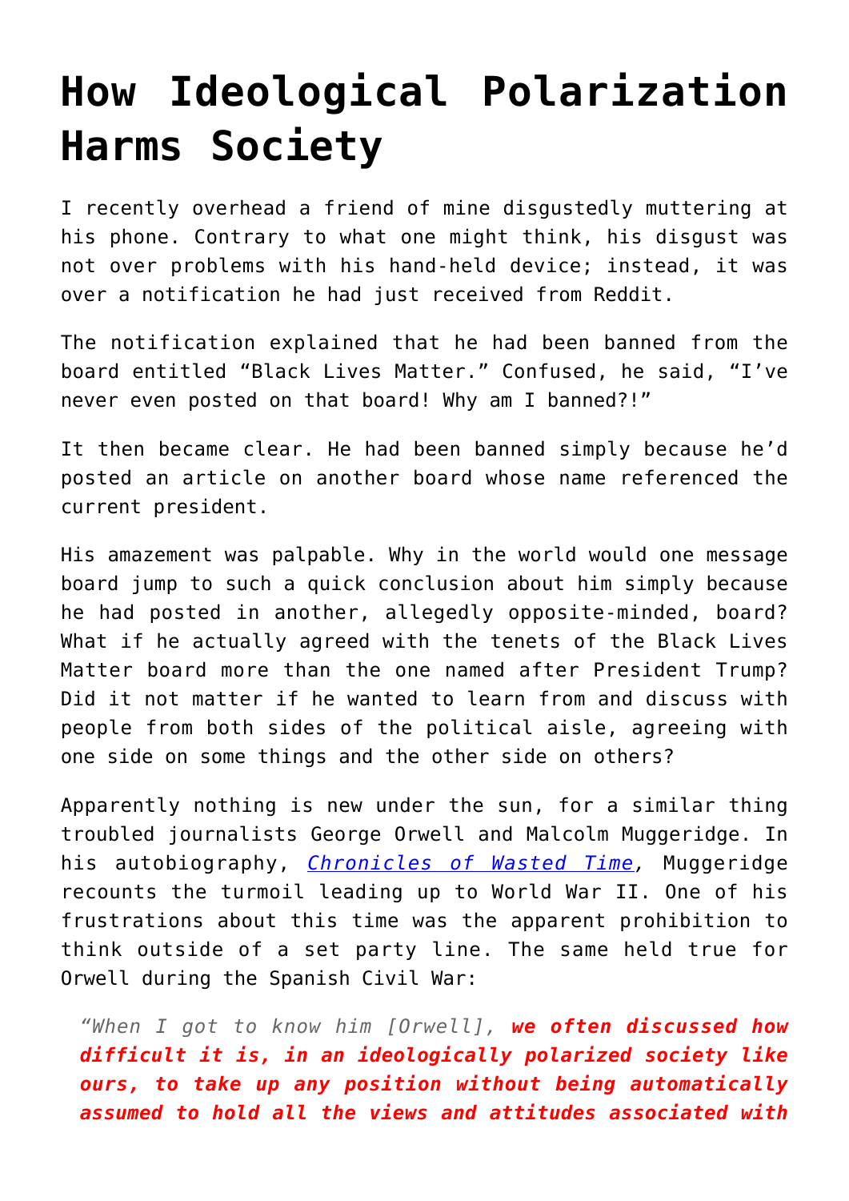# How Ideological Polarization Harms Society

I recently overhead a friend of mine disgustedly muttering at his phone. Contrary to what one might think, his disgust was not over problems with his hand-held device; instead, it was over a notification he had just received from Reddit.

The notification explained that he had been banned from the board entitled "Black Lives Matter." Confused, he said, "I've never even posted on that board! Why am I banned?!"

It then became clear. He had been banned simply because he'd posted an article on another board whose name referenced the current president.

His amazement was palpable. Why in the world would one message board jump to such a quick conclusion about him simply because he had posted in another, allegedly opposite-minded, board? What if he actually agreed with the tenets of the Black Lives Matter board more than the one named after President Trump? Did it not matter if he wanted to learn from and discuss with people from both sides of the political aisle, agreeing with one side on some things and the other side on others?

Apparently nothing is new under the sun, for a similar thing troubled journalists George Orwell and Malcolm Muggeridge. In his autobiography, *Chronicles of Wasted Time*, Muggeridge recounts the turmoil leading up to World War II. One of his frustrations about this time was the apparent prohibition to think outside of a set party line. The same held true for Orwell during the Spanish Civil War:

> *"When I got to know him [Orwell], **we often discussed how difficult it is, in an ideologically polarized society like ours, to take up any position without being automatically assumed to hold all the views and attitudes associated with***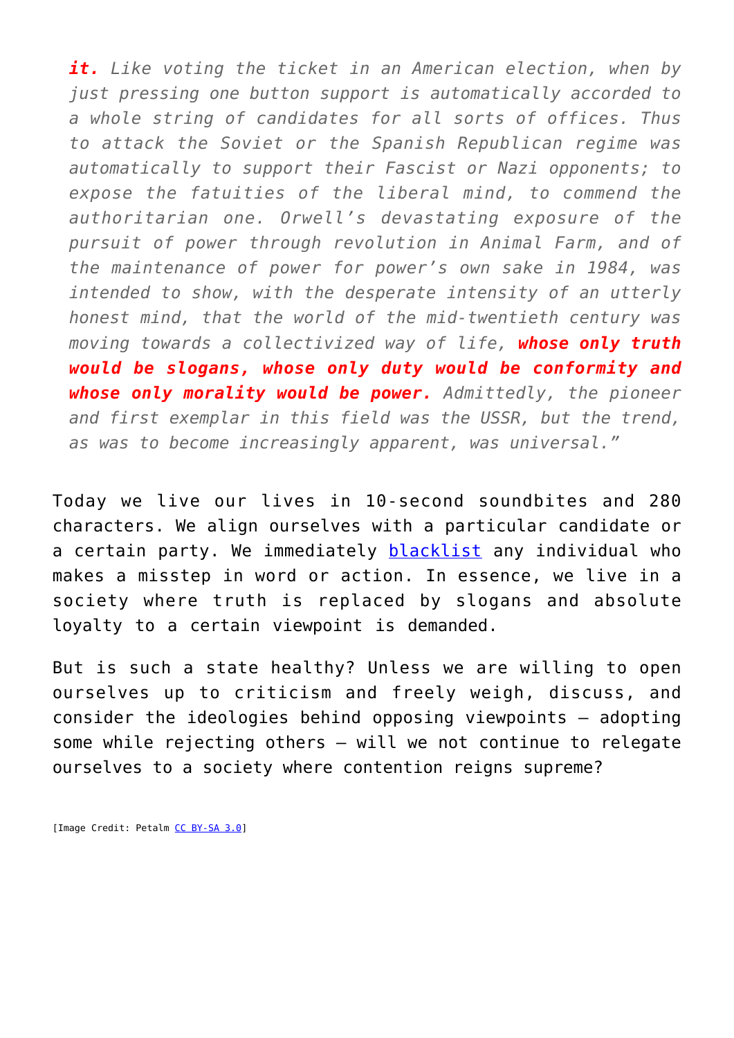> ***it.*** *Like voting the ticket in an American election, when by just pressing one button support is automatically accorded to a whole string of candidates for all sorts of offices. Thus to attack the Soviet or the Spanish Republican regime was automatically to support their Fascist or Nazi opponents; to expose the fatuities of the liberal mind, to commend the authoritarian one. Orwell's devastating exposure of the pursuit of power through revolution in Animal Farm, and of the maintenance of power for power's own sake in 1984, was intended to show, with the desperate intensity of an utterly honest mind, that the world of the mid-twentieth century was moving towards a collectivized way of life,* ***whose only truth would be slogans, whose only duty would be conformity and whose only morality would be power.*** *Admittedly, the pioneer and first exemplar in this field was the USSR, but the trend, as was to become increasingly apparent, was universal."*

Today we live our lives in 10-second soundbites and 280 characters. We align ourselves with a particular candidate or a certain party. We immediately blacklist any individual who makes a misstep in word or action. In essence, we live in a society where truth is replaced by slogans and absolute loyalty to a certain viewpoint is demanded.

But is such a state healthy? Unless we are willing to open ourselves up to criticism and freely weigh, discuss, and consider the ideologies behind opposing viewpoints – adopting some while rejecting others – will we not continue to relegate ourselves to a society where contention reigns supreme?

[Image Credit: Petalm CC BY-SA 3.0]